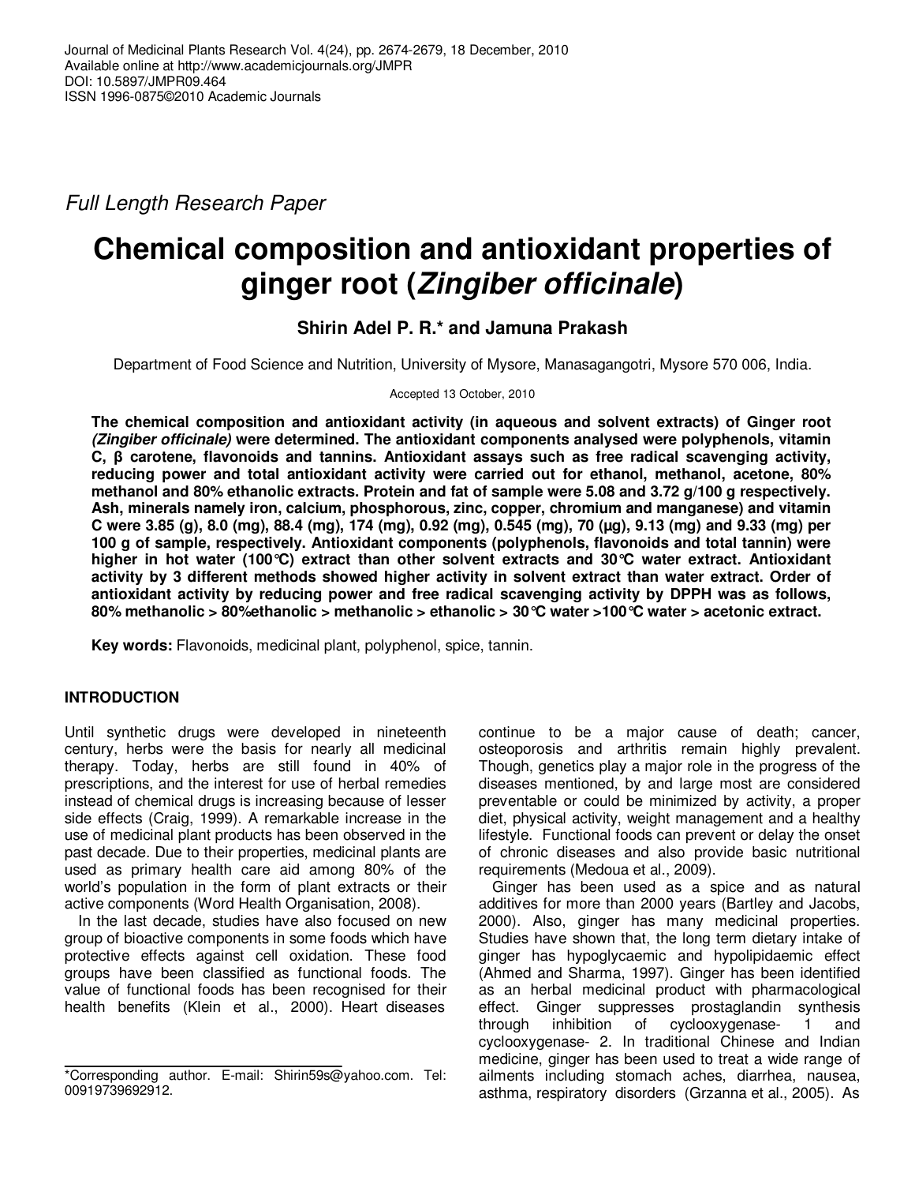Full Length Research Paper

# Chemical composition and antioxidant properties of ginger root (*Zingiber officinale*)

**Shirin Adel P. R.* and Jamuna Prakash**

Department of Food Science and Nutrition, University of Mysore, Manasagangotri, Mysore 570 006, India.

Accepted 13 October, 2010

**The chemical composition and antioxidant activity (in aqueous and solvent extracts) of Ginger root *(Zingiber officinale)* were determined. The antioxidant components analysed were polyphenols, vitamin C, β carotene, flavonoids and tannins. Antioxidant assays such as free radical scavenging activity, reducing power and total antioxidant activity were carried out for ethanol, methanol, acetone, 80% methanol and 80% ethanolic extracts. Protein and fat of sample were 5.08 and 3.72 g/100 g respectively. Ash, minerals namely iron, calcium, phosphorous, zinc, copper, chromium and manganese) and vitamin C were 3.85 (g), 8.0 (mg), 88.4 (mg), 174 (mg), 0.92 (mg), 0.545 (mg), 70 (µg), 9.13 (mg) and 9.33 (mg) per 100 g of sample, respectively. Antioxidant components (polyphenols, flavonoids and total tannin) were higher in hot water (100°C) extract than other solvent extracts and 30°C water extract. Antioxidant activity by 3 different methods showed higher activity in solvent extract than water extract. Order of antioxidant activity by reducing power and free radical scavenging activity by DPPH was as follows, 80% methanolic > 80%ethanolic > methanolic > ethanolic > 30°C water >100°C water > acetonic extract.**

**Key words:** Flavonoids, medicinal plant, polyphenol, spice, tannin.

## INTRODUCTION

Until synthetic drugs were developed in nineteenth century, herbs were the basis for nearly all medicinal therapy. Today, herbs are still found in 40% of prescriptions, and the interest for use of herbal remedies instead of chemical drugs is increasing because of lesser side effects (Craig, 1999). A remarkable increase in the use of medicinal plant products has been observed in the past decade. Due to their properties, medicinal plants are used as primary health care aid among 80% of the world's population in the form of plant extracts or their active components (Word Health Organisation, 2008).

In the last decade, studies have also focused on new group of bioactive components in some foods which have protective effects against cell oxidation. These food groups have been classified as functional foods. The value of functional foods has been recognised for their health benefits (Klein et al., 2000). Heart diseases continue to be a major cause of death; cancer, osteoporosis and arthritis remain highly prevalent. Though, genetics play a major role in the progress of the diseases mentioned, by and large most are considered preventable or could be minimized by activity, a proper diet, physical activity, weight management and a healthy lifestyle. Functional foods can prevent or delay the onset of chronic diseases and also provide basic nutritional requirements (Medoua et al., 2009).

Ginger has been used as a spice and as natural additives for more than 2000 years (Bartley and Jacobs, 2000). Also, ginger has many medicinal properties. Studies have shown that, the long term dietary intake of ginger has hypoglycaemic and hypolipidaemic effect (Ahmed and Sharma, 1997). Ginger has been identified as an herbal medicinal product with pharmacological effect. Ginger suppresses prostaglandin synthesis through inhibition of cyclooxygenase- 1 and cyclooxygenase- 2. In traditional Chinese and Indian medicine, ginger has been used to treat a wide range of ailments including stomach aches, diarrhea, nausea, asthma, respiratory disorders (Grzanna et al., 2005). As

*Corresponding author. E-mail: Shirin59s@yahoo.com. Tel: 00919739692912.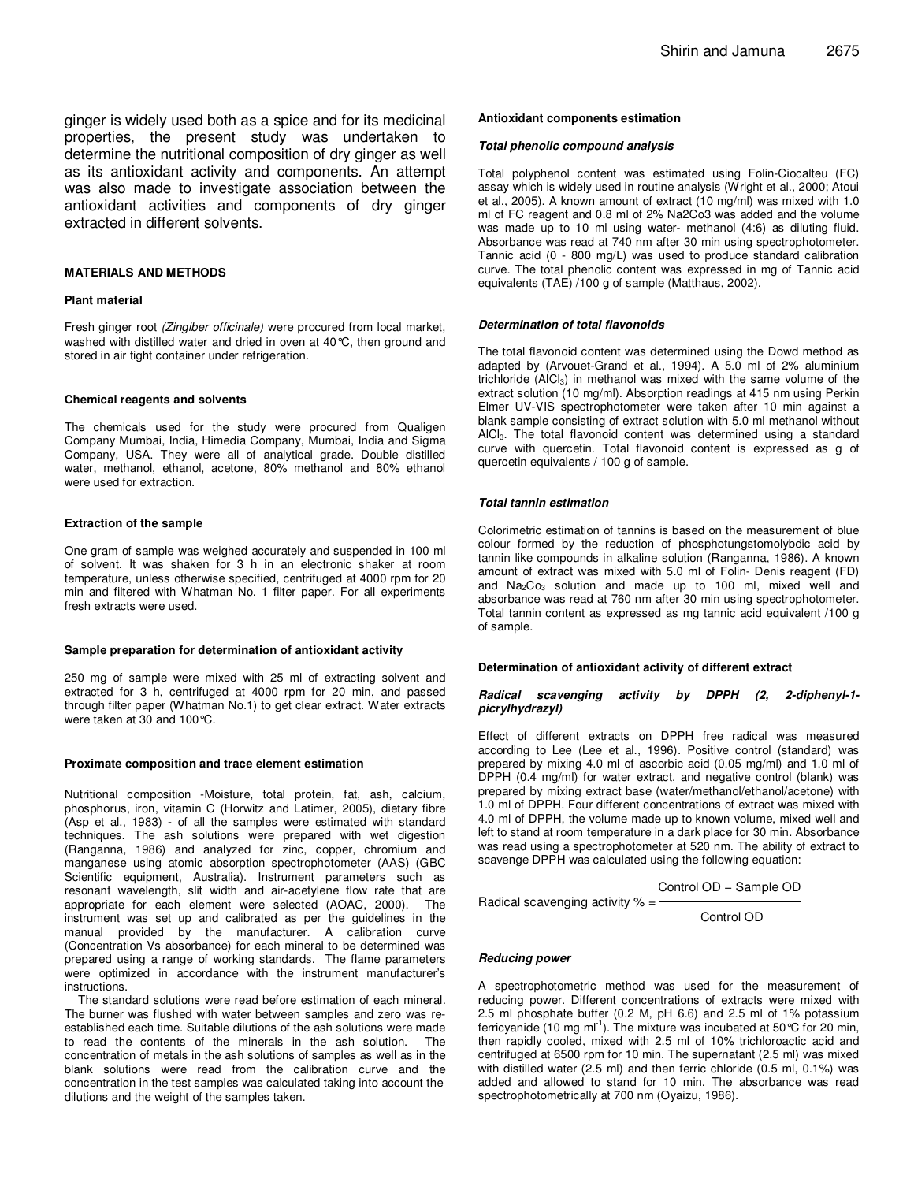ginger is widely used both as a spice and for its medicinal properties, the present study was undertaken to determine the nutritional composition of dry ginger as well as its antioxidant activity and components. An attempt was also made to investigate association between the antioxidant activities and components of dry ginger extracted in different solvents.

## MATERIALS AND METHODS

### Plant material

Fresh ginger root *(Zingiber officinale)* were procured from local market, washed with distilled water and dried in oven at 40°C, then ground and stored in air tight container under refrigeration.

### Chemical reagents and solvents

The chemicals used for the study were procured from Qualigen Company Mumbai, India, Himedia Company, Mumbai, India and Sigma Company, USA. They were all of analytical grade. Double distilled water, methanol, ethanol, acetone, 80% methanol and 80% ethanol were used for extraction.

### Extraction of the sample

One gram of sample was weighed accurately and suspended in 100 ml of solvent. It was shaken for 3 h in an electronic shaker at room temperature, unless otherwise specified, centrifuged at 4000 rpm for 20 min and filtered with Whatman No. 1 filter paper. For all experiments fresh extracts were used.

### Sample preparation for determination of antioxidant activity

250 mg of sample were mixed with 25 ml of extracting solvent and extracted for 3 h, centrifuged at 4000 rpm for 20 min, and passed through filter paper (Whatman No.1) to get clear extract. Water extracts were taken at 30 and 100°C.

### Proximate composition and trace element estimation

Nutritional composition -Moisture, total protein, fat, ash, calcium, phosphorus, iron, vitamin C (Horwitz and Latimer, 2005), dietary fibre (Asp et al., 1983) - of all the samples were estimated with standard techniques. The ash solutions were prepared with wet digestion (Ranganna, 1986) and analyzed for zinc, copper, chromium and manganese using atomic absorption spectrophotometer (AAS) (GBC Scientific equipment, Australia). Instrument parameters such as resonant wavelength, slit width and air-acetylene flow rate that are appropriate for each element were selected (AOAC, 2000). The instrument was set up and calibrated as per the guidelines in the manual provided by the manufacturer. A calibration curve (Concentration Vs absorbance) for each mineral to be determined was prepared using a range of working standards. The flame parameters were optimized in accordance with the instrument manufacturer's instructions.

The standard solutions were read before estimation of each mineral. The burner was flushed with water between samples and zero was re-established each time. Suitable dilutions of the ash solutions were made to read the contents of the minerals in the ash solution. The concentration of metals in the ash solutions of samples as well as in the blank solutions were read from the calibration curve and the concentration in the test samples was calculated taking into account the dilutions and the weight of the samples taken.

### Antioxidant components estimation

#### *Total phenolic compound analysis*

Total polyphenol content was estimated using Folin-Ciocalteu (FC) assay which is widely used in routine analysis (Wright et al., 2000; Atoui et al., 2005). A known amount of extract (10 mg/ml) was mixed with 1.0 ml of FC reagent and 0.8 ml of 2% $Na_2CO_3$ was added and the volume was made up to 10 ml using water- methanol (4:6) as diluting fluid. Absorbance was read at 740 nm after 30 min using spectrophotometer. Tannic acid (0 - 800 mg/L) was used to produce standard calibration curve. The total phenolic content was expressed in mg of Tannic acid equivalents (TAE) /100 g of sample (Matthaus, 2002).

#### *Determination of total flavonoids*

The total flavonoid content was determined using the Dowd method as adapted by (Arvouet-Grand et al., 1994). A 5.0 ml of 2% aluminium trichloride ($AlCl_3$) in methanol was mixed with the same volume of the extract solution (10 mg/ml). Absorption readings at 415 nm using Perkin Elmer UV-VIS spectrophotometer were taken after 10 min against a blank sample consisting of extract solution with 5.0 ml methanol without $AlCl_3$. The total flavonoid content was determined using a standard curve with quercetin. Total flavonoid content is expressed as g of quercetin equivalents / 100 g of sample.

#### *Total tannin estimation*

Colorimetric estimation of tannins is based on the measurement of blue colour formed by the reduction of phosphotungstomolybdic acid by tannin like compounds in alkaline solution (Ranganna, 1986). A known amount of extract was mixed with 5.0 ml of Folin- Denis reagent (FD) and $Na_2CO_3$ solution and made up to 100 ml, mixed well and absorbance was read at 760 nm after 30 min using spectrophotometer. Total tannin content as expressed as mg tannic acid equivalent /100 g of sample.

### Determination of antioxidant activity of different extract

#### *Radical scavenging activity by DPPH (2, 2-diphenyl-1-picrylhydrazyl)*

Effect of different extracts on DPPH free radical was measured according to Lee (Lee et al., 1996). Positive control (standard) was prepared by mixing 4.0 ml of ascorbic acid (0.05 mg/ml) and 1.0 ml of DPPH (0.4 mg/ml) for water extract, and negative control (blank) was prepared by mixing extract base (water/methanol/ethanol/acetone) with 1.0 ml of DPPH. Four different concentrations of extract was mixed with 4.0 ml of DPPH, the volume made up to known volume, mixed well and left to stand at room temperature in a dark place for 30 min. Absorbance was read using a spectrophotometer at 520 nm. The ability of extract to scavenge DPPH was calculated using the following equation:

$$\text{Radical scavenging activity \%} = \frac{\text{Control OD} - \text{Sample OD}}{\text{Control OD}}$$

#### *Reducing power*

A spectrophotometric method was used for the measurement of reducing power. Different concentrations of extracts were mixed with 2.5 ml phosphate buffer (0.2 M, pH 6.6) and 2.5 ml of 1% potassium ferricyanide (10 mg ml$^{-1}$). The mixture was incubated at 50°C for 20 min, then rapidly cooled, mixed with 2.5 ml of 10% trichloroacetic acid and centrifuged at 6500 rpm for 10 min. The supernatant (2.5 ml) was mixed with distilled water (2.5 ml) and then ferric chloride (0.5 ml, 0.1%) was added and allowed to stand for 10 min. The absorbance was read spectrophotometrically at 700 nm (Oyaizu, 1986).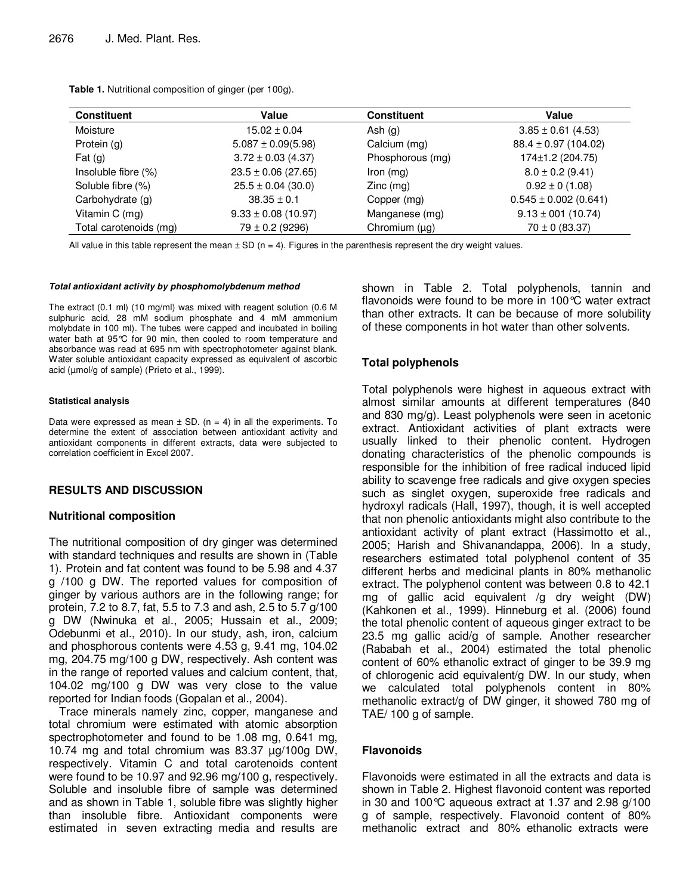**Table 1.** Nutritional composition of ginger (per 100g).

| Constituent | Value | Constituent | Value |
|---|---|---|---|
| Moisture | 15.02 ± 0.04 | Ash (g) | 3.85 ± 0.61 (4.53) |
| Protein (g) | 5.087 ± 0.09(5.98) | Calcium (mg) | 88.4 ± 0.97 (104.02) |
| Fat (g) | 3.72 ± 0.03 (4.37) | Phosphorous (mg) | 174±1.2 (204.75) |
| Insoluble fibre (%) | 23.5 ± 0.06 (27.65) | Iron (mg) | 8.0 ± 0.2 (9.41) |
| Soluble fibre (%) | 25.5 ± 0.04 (30.0) | Zinc (mg) | 0.92 ± 0 (1.08) |
| Carbohydrate (g) | 38.35 ± 0.1 | Copper (mg) | 0.545 ± 0.002 (0.641) |
| Vitamin C (mg) | 9.33 ± 0.08 (10.97) | Manganese (mg) | 9.13 ± 001 (10.74) |
| Total carotenoids (mg) | 79 ± 0.2 (9296) | Chromium (µg) | 70 ± 0 (83.37) |

All value in this table represent the mean ± SD (n = 4). Figures in the parenthesis represent the dry weight values.

#### *Total antioxidant activity by phosphomolybdenum method*

The extract (0.1 ml) (10 mg/ml) was mixed with reagent solution (0.6 M sulphuric acid, 28 mM sodium phosphate and 4 mM ammonium molybdate in 100 ml). The tubes were capped and incubated in boiling water bath at 95°C for 90 min, then cooled to room temperature and absorbance was read at 695 nm with spectrophotometer against blank. Water soluble antioxidant capacity expressed as equivalent of ascorbic acid (µmol/g of sample) (Prieto et al., 1999).

#### Statistical analysis

Data were expressed as mean ± SD. (n = 4) in all the experiments. To determine the extent of association between antioxidant activity and antioxidant components in different extracts, data were subjected to correlation coefficient in Excel 2007.

## RESULTS AND DISCUSSION

### Nutritional composition

The nutritional composition of dry ginger was determined with standard techniques and results are shown in (Table 1). Protein and fat content was found to be 5.98 and 4.37 g /100 g DW. The reported values for composition of ginger by various authors are in the following range; for protein, 7.2 to 8.7, fat, 5.5 to 7.3 and ash, 2.5 to 5.7 g/100 g DW (Nwinuka et al., 2005; Hussain et al., 2009; Odebunmi et al., 2010). In our study, ash, iron, calcium and phosphorous contents were 4.53 g, 9.41 mg, 104.02 mg, 204.75 mg/100 g DW, respectively. Ash content was in the range of reported values and calcium content, that, 104.02 mg/100 g DW was very close to the value reported for Indian foods (Gopalan et al., 2004).

Trace minerals namely zinc, copper, manganese and total chromium were estimated with atomic absorption spectrophotometer and found to be 1.08 mg, 0.641 mg, 10.74 mg and total chromium was 83.37 µg/100g DW, respectively. Vitamin C and total carotenoids content were found to be 10.97 and 92.96 mg/100 g, respectively. Soluble and insoluble fibre of sample was determined and as shown in Table 1, soluble fibre was slightly higher than insoluble fibre. Antioxidant components were estimated in seven extracting media and results are shown in Table 2. Total polyphenols, tannin and flavonoids were found to be more in 100°C water extract than other extracts. It can be because of more solubility of these components in hot water than other solvents.

### Total polyphenols

Total polyphenols were highest in aqueous extract with almost similar amounts at different temperatures (840 and 830 mg/g). Least polyphenols were seen in acetonic extract. Antioxidant activities of plant extracts were usually linked to their phenolic content. Hydrogen donating characteristics of the phenolic compounds is responsible for the inhibition of free radical induced lipid ability to scavenge free radicals and give oxygen species such as singlet oxygen, superoxide free radicals and hydroxyl radicals (Hall, 1997), though, it is well accepted that non phenolic antioxidants might also contribute to the antioxidant activity of plant extract (Hassimotto et al., 2005; Harish and Shivanandappa, 2006). In a study, researchers estimated total polyphenol content of 35 different herbs and medicinal plants in 80% methanolic extract. The polyphenol content was between 0.8 to 42.1 mg of gallic acid equivalent /g dry weight (DW) (Kahkonen et al., 1999). Hinneburg et al. (2006) found the total phenolic content of aqueous ginger extract to be 23.5 mg gallic acid/g of sample. Another researcher (Rababah et al., 2004) estimated the total phenolic content of 60% ethanolic extract of ginger to be 39.9 mg of chlorogenic acid equivalent/g DW. In our study, when we calculated total polyphenols content in 80% methanolic extract/g of DW ginger, it showed 780 mg of TAE/ 100 g of sample.

### Flavonoids

Flavonoids were estimated in all the extracts and data is shown in Table 2. Highest flavonoid content was reported in 30 and 100°C aqueous extract at 1.37 and 2.98 g/100 g of sample, respectively. Flavonoid content of 80% methanolic extract and 80% ethanolic extracts were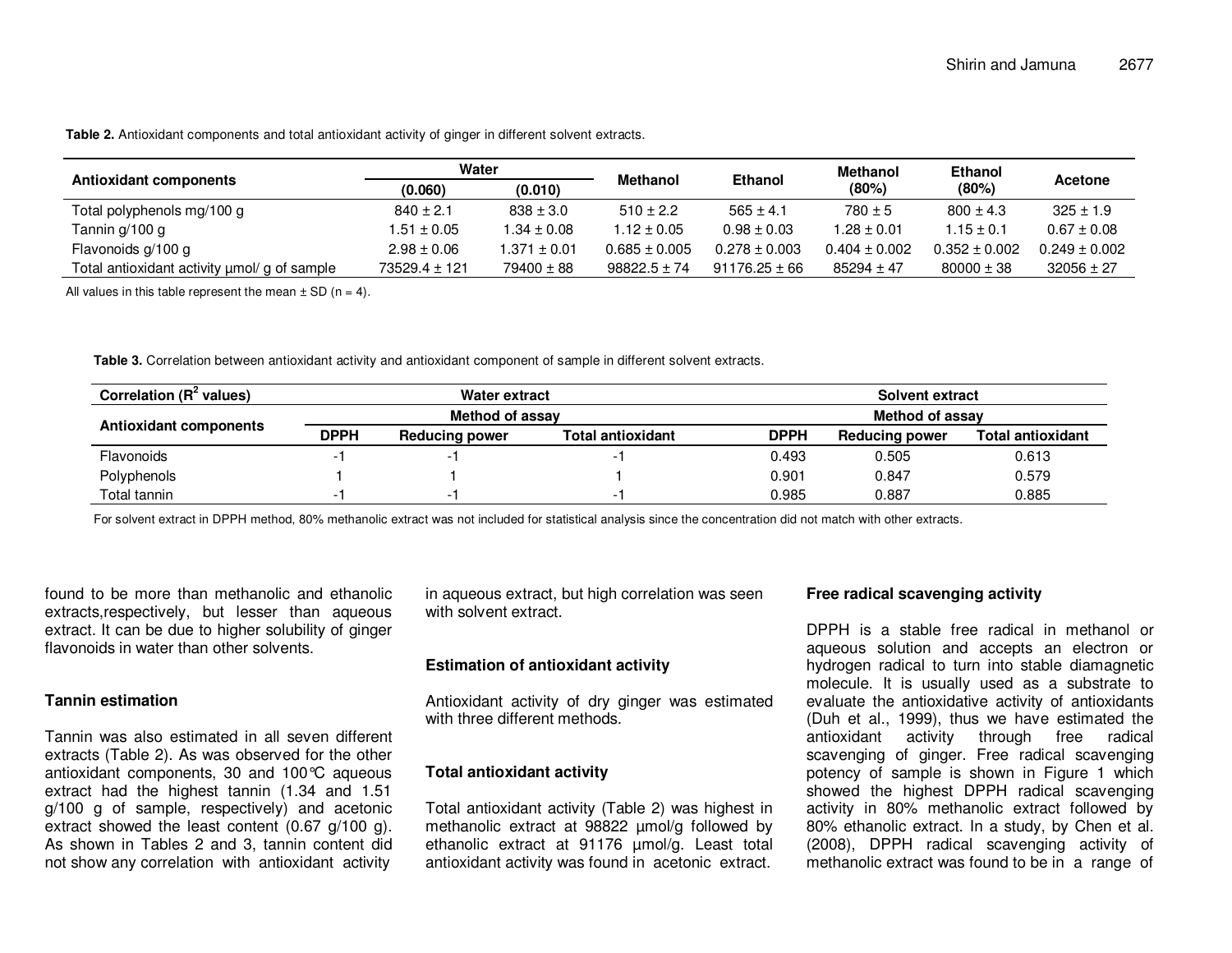**Table 2.** Antioxidant components and total antioxidant activity of ginger in different solvent extracts.

| Antioxidant components | Water (0.060) | Water (0.010) | Methanol | Ethanol | Methanol (80%) | Ethanol (80%) | Acetone |
|---|---|---|---|---|---|---|---|
| Total polyphenols mg/100 g | 840 ± 2.1 | 838 ± 3.0 | 510 ± 2.2 | 565 ± 4.1 | 780 ± 5 | 800 ± 4.3 | 325 ± 1.9 |
| Tannin g/100 g | 1.51 ± 0.05 | 1.34 ± 0.08 | 1.12 ± 0.05 | 0.98 ± 0.03 | 1.28 ± 0.01 | 1.15 ± 0.1 | 0.67 ± 0.08 |
| Flavonoids g/100 g | 2.98 ± 0.06 | 1.371 ± 0.01 | 0.685 ± 0.005 | 0.278 ± 0.003 | 0.404 ± 0.002 | 0.352 ± 0.002 | 0.249 ± 0.002 |
| Total antioxidant activity µmol/ g of sample | 73529.4 ± 121 | 79400 ± 88 | 98822.5 ± 74 | 91176.25 ± 66 | 85294 ± 47 | 80000 ± 38 | 32056 ± 27 |

All values in this table represent the mean ± SD (n = 4).

**Table 3.** Correlation between antioxidant activity and antioxidant component of sample in different solvent extracts.

| Correlation ($R^2$ values) | Water extract | | | Solvent extract | | |
|---|---|---|---|---|---|---|
| Antioxidant components | Method of assay | | | Method of assay | | |
| | DPPH | Reducing power | Total antioxidant | DPPH | Reducing power | Total antioxidant |
| Flavonoids | -1 | -1 | -1 | 0.493 | 0.505 | 0.613 |
| Polyphenols | 1 | 1 | 1 | 0.901 | 0.847 | 0.579 |
| Total tannin | -1 | -1 | -1 | 0.985 | 0.887 | 0.885 |

For solvent extract in DPPH method, 80% methanolic extract was not included for statistical analysis since the concentration did not match with other extracts.

found to be more than methanolic and ethanolic extracts,respectively, but lesser than aqueous extract. It can be due to higher solubility of ginger flavonoids in water than other solvents.

### Tannin estimation

Tannin was also estimated in all seven different extracts (Table 2). As was observed for the other antioxidant components, 30 and 100°C aqueous extract had the highest tannin (1.34 and 1.51 g/100 g of sample, respectively) and acetonic extract showed the least content (0.67 g/100 g). As shown in Tables 2 and 3, tannin content did not show any correlation with antioxidant activity in aqueous extract, but high correlation was seen with solvent extract.

### Estimation of antioxidant activity

Antioxidant activity of dry ginger was estimated with three different methods.

### Total antioxidant activity

Total antioxidant activity (Table 2) was highest in methanolic extract at 98822 µmol/g followed by ethanolic extract at 91176 µmol/g. Least total antioxidant activity was found in acetonic extract.

### Free radical scavenging activity

DPPH is a stable free radical in methanol or aqueous solution and accepts an electron or hydrogen radical to turn into stable diamagnetic molecule. It is usually used as a substrate to evaluate the antioxidative activity of antioxidants (Duh et al., 1999), thus we have estimated the antioxidant activity through free radical scavenging of ginger. Free radical scavenging potency of sample is shown in Figure 1 which showed the highest DPPH radical scavenging activity in 80% methanolic extract followed by 80% ethanolic extract. In a study, by Chen et al. (2008), DPPH radical scavenging activity of methanolic extract was found to be in a range of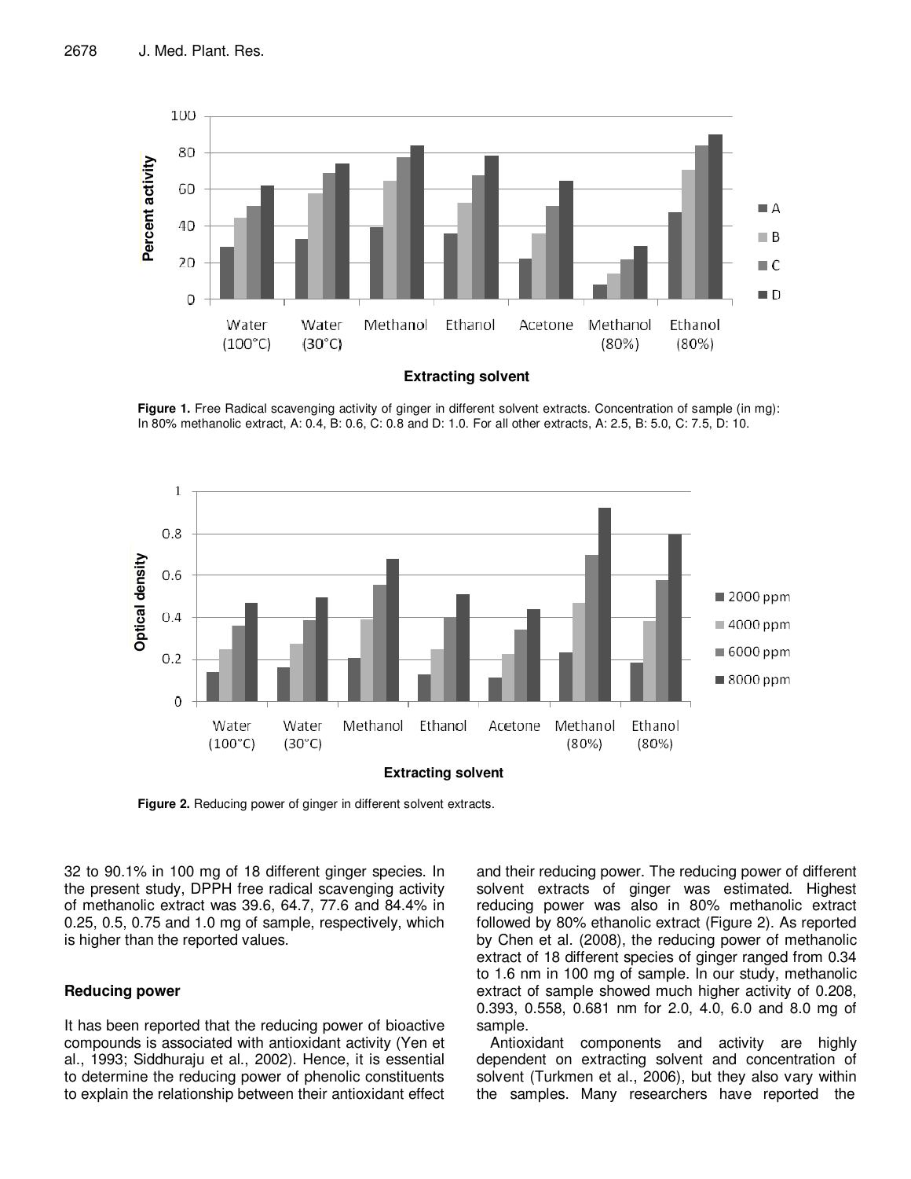Figure 1. Free Radical scavenging activity of ginger in different solvent extracts. Concentration of sample (in mg): In 80% methanolic extract, A: 0.4, B: 0.6, C: 0.8 and D: 1.0. For all other extracts, A: 2.5, B: 5.0, C: 7.5, D: 10.

Figure 2. Reducing power of ginger in different solvent extracts.

32 to 90.1% in 100 mg of 18 different ginger species. In the present study, DPPH free radical scavenging activity of methanolic extract was 39.6, 64.7, 77.6 and 84.4% in 0.25, 0.5, 0.75 and 1.0 mg of sample, respectively, which is higher than the reported values.

## Reducing power

It has been reported that the reducing power of bioactive compounds is associated with antioxidant activity (Yen et al., 1993; Siddhuraju et al., 2002). Hence, it is essential to determine the reducing power of phenolic constituents to explain the relationship between their antioxidant effect and their reducing power. The reducing power of different solvent extracts of ginger was estimated. Highest reducing power was also in 80% methanolic extract followed by 80% ethanolic extract (Figure 2). As reported by Chen et al. (2008), the reducing power of methanolic extract of 18 different species of ginger ranged from 0.34 to 1.6 nm in 100 mg of sample. In our study, methanolic extract of sample showed much higher activity of 0.208, 0.393, 0.558, 0.681 nm for 2.0, 4.0, 6.0 and 8.0 mg of sample.

Antioxidant components and activity are highly dependent on extracting solvent and concentration of solvent (Turkmen et al., 2006), but they also vary within the samples. Many researchers have reported the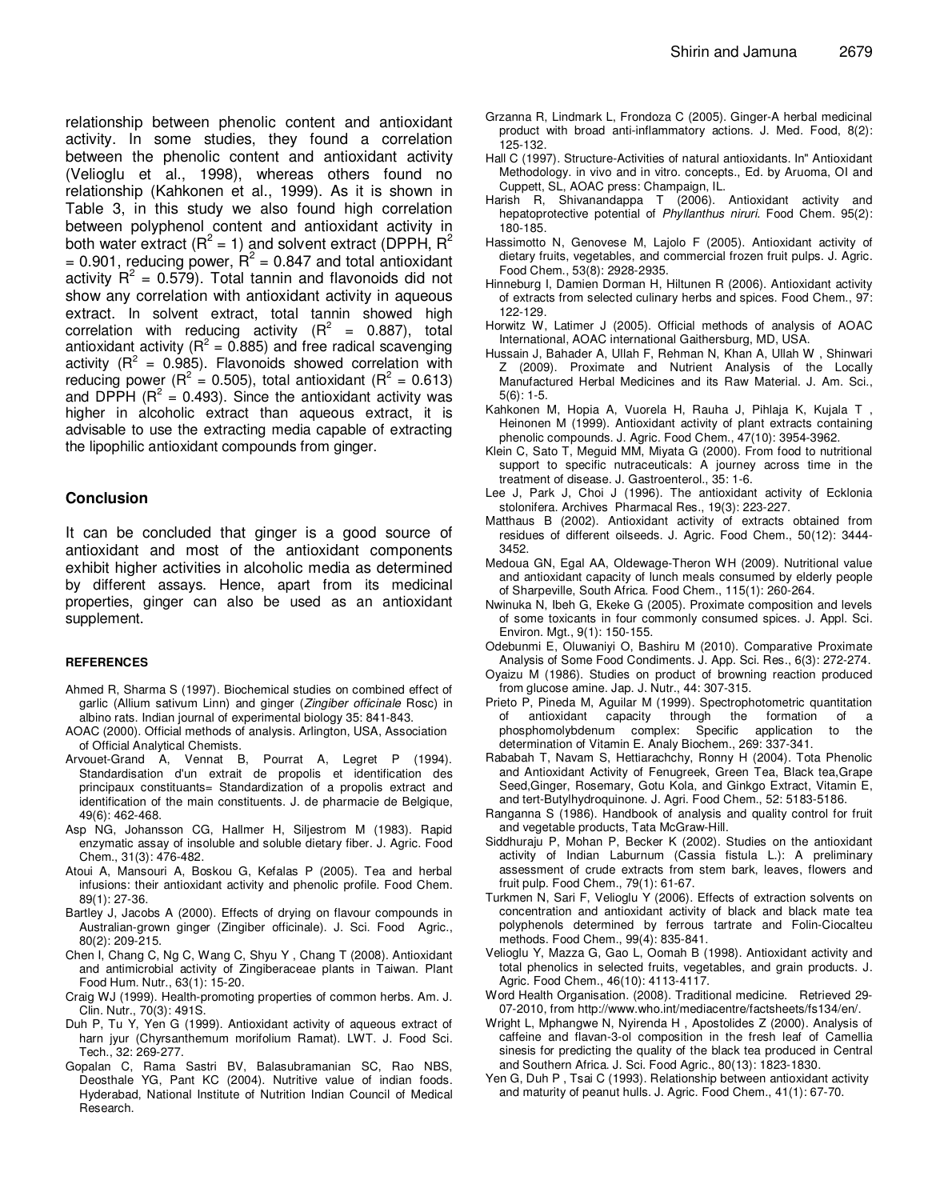relationship between phenolic content and antioxidant activity. In some studies, they found a correlation between the phenolic content and antioxidant activity (Velioglu et al., 1998), whereas others found no relationship (Kahkonen et al., 1999). As it is shown in Table 3, in this study we also found high correlation between polyphenol content and antioxidant activity in both water extract ($R^2 = 1$) and solvent extract (DPPH, $R^2 = 0.901$, reducing power, $R^2 = 0.847$ and total antioxidant activity $R^2 = 0.579$). Total tannin and flavonoids did not show any correlation with antioxidant activity in aqueous extract. In solvent extract, total tannin showed high correlation with reducing activity ($R^2 = 0.887$), total antioxidant activity ($R^2 = 0.885$) and free radical scavenging activity ($R^2 = 0.985$). Flavonoids showed correlation with reducing power ($R^2 = 0.505$), total antioxidant ($R^2 = 0.613$) and DPPH ($R^2 = 0.493$). Since the antioxidant activity was higher in alcoholic extract than aqueous extract, it is advisable to use the extracting media capable of extracting the lipophilic antioxidant compounds from ginger.

## Conclusion

It can be concluded that ginger is a good source of antioxidant and most of the antioxidant components exhibit higher activities in alcoholic media as determined by different assays. Hence, apart from its medicinal properties, ginger can also be used as an antioxidant supplement.

### REFERENCES

Ahmed R, Sharma S (1997). Biochemical studies on combined effect of garlic (Allium sativum Linn) and ginger (*Zingiber officinale* Rosc) in albino rats. Indian journal of experimental biology 35: 841-843.

AOAC (2000). Official methods of analysis. Arlington, USA, Association of Official Analytical Chemists.

Arvouet-Grand A, Vennat B, Pourrat A, Legret P (1994). Standardisation d'un extrait de propolis et identification des principaux constituants= Standardization of a propolis extract and identification of the main constituents. J. de pharmacie de Belgique, 49(6): 462-468.

Asp NG, Johansson CG, Hallmer H, Siljestrom M (1983). Rapid enzymatic assay of insoluble and soluble dietary fiber. J. Agric. Food Chem., 31(3): 476-482.

Atoui A, Mansouri A, Boskou G, Kefalas P (2005). Tea and herbal infusions: their antioxidant activity and phenolic profile. Food Chem. 89(1): 27-36.

Bartley J, Jacobs A (2000). Effects of drying on flavour compounds in Australian-grown ginger (Zingiber officinale). J. Sci. Food Agric., 80(2): 209-215.

Chen I, Chang C, Ng C, Wang C, Shyu Y , Chang T (2008). Antioxidant and antimicrobial activity of Zingiberaceae plants in Taiwan. Plant Food Hum. Nutr., 63(1): 15-20.

Craig WJ (1999). Health-promoting properties of common herbs. Am. J. Clin. Nutr., 70(3): 491S.

Duh P, Tu Y, Yen G (1999). Antioxidant activity of aqueous extract of harn jyur (Chyrsanthemum morifolium Ramat). LWT. J. Food Sci. Tech., 32: 269-277.

Gopalan C, Rama Sastri BV, Balasubramanian SC, Rao NBS, Deosthale YG, Pant KC (2004). Nutritive value of indian foods. Hyderabad, National Institute of Nutrition Indian Council of Medical Research.

Grzanna R, Lindmark L, Frondoza C (2005). Ginger-A herbal medicinal product with broad anti-inflammatory actions. J. Med. Food, 8(2): 125-132.

Hall C (1997). Structure-Activities of natural antioxidants. In" Antioxidant Methodology. in vivo and in vitro. concepts., Ed. by Aruoma, OI and Cuppett, SL, AOAC press: Champaign, IL.

Harish R, Shivanandappa T (2006). Antioxidant activity and hepatoprotective potential of *Phyllanthus niruri*. Food Chem. 95(2): 180-185.

Hassimotto N, Genovese M, Lajolo F (2005). Antioxidant activity of dietary fruits, vegetables, and commercial frozen fruit pulps. J. Agric. Food Chem., 53(8): 2928-2935.

Hinneburg I, Damien Dorman H, Hiltunen R (2006). Antioxidant activity of extracts from selected culinary herbs and spices. Food Chem., 97: 122-129.

Horwitz W, Latimer J (2005). Official methods of analysis of AOAC International, AOAC international Gaithersburg, MD, USA.

Hussain J, Bahader A, Ullah F, Rehman N, Khan A, Ullah W , Shinwari Z (2009). Proximate and Nutrient Analysis of the Locally Manufactured Herbal Medicines and its Raw Material. J. Am. Sci., 5(6): 1-5.

Kahkonen M, Hopia A, Vuorela H, Rauha J, Pihlaja K, Kujala T , Heinonen M (1999). Antioxidant activity of plant extracts containing phenolic compounds. J. Agric. Food Chem., 47(10): 3954-3962.

Klein C, Sato T, Meguid MM, Miyata G (2000). From food to nutritional support to specific nutraceuticals: A journey across time in the treatment of disease. J. Gastroenterol., 35: 1-6.

Lee J, Park J, Choi J (1996). The antioxidant activity of Ecklonia stolonifera. Archives Pharmacal Res., 19(3): 223-227.

Matthaus B (2002). Antioxidant activity of extracts obtained from residues of different oilseeds. J. Agric. Food Chem., 50(12): 3444-3452.

Medoua GN, Egal AA, Oldewage-Theron WH (2009). Nutritional value and antioxidant capacity of lunch meals consumed by elderly people of Sharpeville, South Africa. Food Chem., 115(1): 260-264.

Nwinuka N, Ibeh G, Ekeke G (2005). Proximate composition and levels of some toxicants in four commonly consumed spices. J. Appl. Sci. Environ. Mgt., 9(1): 150-155.

Odebunmi E, Oluwaniyi O, Bashiru M (2010). Comparative Proximate Analysis of Some Food Condiments. J. App. Sci. Res., 6(3): 272-274.

Oyaizu M (1986). Studies on product of browning reaction produced from glucose amine. Jap. J. Nutr., 44: 307-315.

Prieto P, Pineda M, Aguilar M (1999). Spectrophotometric quantitation of antioxidant capacity through the formation of a phosphomolybdenum complex: Specific application to the determination of Vitamin E. Analy Biochem., 269: 337-341.

Rababah T, Navam S, Hettiarachchy, Ronny H (2004). Tota Phenolic and Antioxidant Activity of Fenugreek, Green Tea, Black tea,Grape Seed,Ginger, Rosemary, Gotu Kola, and Ginkgo Extract, Vitamin E, and tert-Butylhydroquinone. J. Agri. Food Chem., 52: 5183-5186.

Ranganna S (1986). Handbook of analysis and quality control for fruit and vegetable products, Tata McGraw-Hill.

Siddhuraju P, Mohan P, Becker K (2002). Studies on the antioxidant activity of Indian Laburnum (Cassia fistula L.): A preliminary assessment of crude extracts from stem bark, leaves, flowers and fruit pulp. Food Chem., 79(1): 61-67.

Turkmen N, Sari F, Velioglu Y (2006). Effects of extraction solvents on concentration and antioxidant activity of black and black mate tea polyphenols determined by ferrous tartrate and Folin-Ciocalteu methods. Food Chem., 99(4): 835-841.

Velioglu Y, Mazza G, Gao L, Oomah B (1998). Antioxidant activity and total phenolics in selected fruits, vegetables, and grain products. J. Agric. Food Chem., 46(10): 4113-4117.

Word Health Organisation. (2008). Traditional medicine. Retrieved 29-07-2010, from http://www.who.int/mediacentre/factsheets/fs134/en/.

Wright L, Mphangwe N, Nyirenda H , Apostolides Z (2000). Analysis of caffeine and flavan-3-ol composition in the fresh leaf of Camellia sinesis for predicting the quality of the black tea produced in Central and Southern Africa. J. Sci. Food Agric., 80(13): 1823-1830.

Yen G, Duh P , Tsai C (1993). Relationship between antioxidant activity and maturity of peanut hulls. J. Agric. Food Chem., 41(1): 67-70.